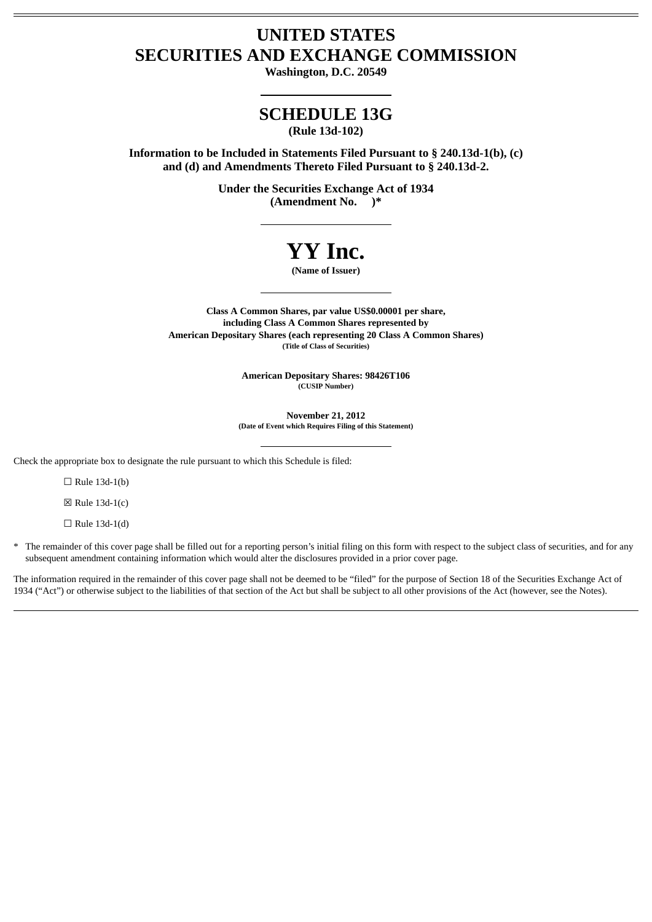# UNITED STATES
# SECURITIES AND EXCHANGE COMMISSION

**Washington, D.C. 20549**

---

## SCHEDULE 13G

**(Rule 13d-102)**

**Information to be Included in Statements Filed Pursuant to § 240.13d-1(b), (c) and (d) and Amendments Thereto Filed Pursuant to § 240.13d-2.**

**Under the Securities Exchange Act of 1934**
**(Amendment No. )***

---

# YY Inc.

**(Name of Issuer)**

---

**Class A Common Shares, par value US$0.00001 per share, including Class A Common Shares represented by American Depositary Shares (each representing 20 Class A Common Shares)**
**(Title of Class of Securities)**

**American Depositary Shares: 98426T106**
**(CUSIP Number)**

**November 21, 2012**
**(Date of Event which Requires Filing of this Statement)**

---

Check the appropriate box to designate the rule pursuant to which this Schedule is filed:

☐ Rule 13d-1(b)

☒ Rule 13d-1(c)

☐ Rule 13d-1(d)

\* The remainder of this cover page shall be filled out for a reporting person's initial filing on this form with respect to the subject class of securities, and for any subsequent amendment containing information which would alter the disclosures provided in a prior cover page.

The information required in the remainder of this cover page shall not be deemed to be "filed" for the purpose of Section 18 of the Securities Exchange Act of 1934 ("Act") or otherwise subject to the liabilities of that section of the Act but shall be subject to all other provisions of the Act (however, see the Notes).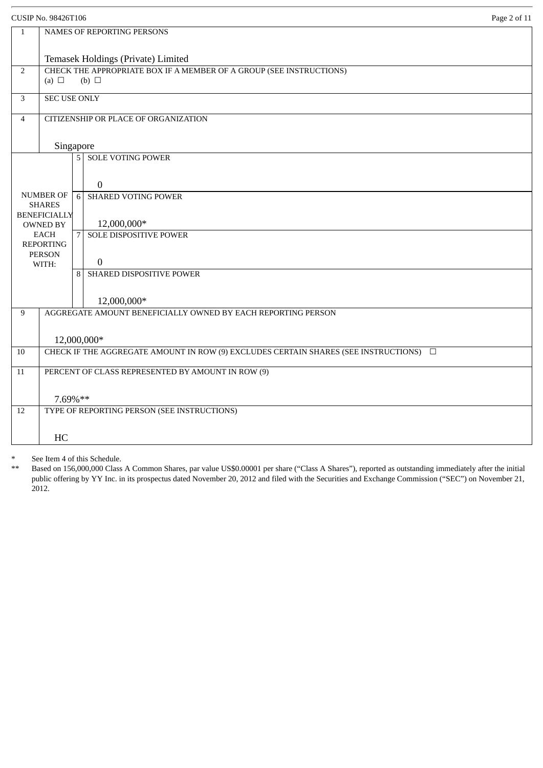CUSIP No. 98426T106

| | | |
|---|---|---|
| 1 | NAMES OF REPORTING PERSONS<br><br>Temasek Holdings (Private) Limited | |
| 2 | CHECK THE APPROPRIATE BOX IF A MEMBER OF A GROUP (SEE INSTRUCTIONS)<br>(a) ☐ (b) ☐ | |
| 3 | SEC USE ONLY | |
| 4 | CITIZENSHIP OR PLACE OF ORGANIZATION<br><br>Singapore | |
| NUMBER OF SHARES BENEFICIALLY OWNED BY EACH REPORTING PERSON WITH: | 5 | SOLE VOTING POWER<br><br>0 |
| | 6 | SHARED VOTING POWER<br><br>12,000,000* |
| | 7 | SOLE DISPOSITIVE POWER<br><br>0 |
| | 8 | SHARED DISPOSITIVE POWER<br><br>12,000,000* |
| 9 | AGGREGATE AMOUNT BENEFICIALLY OWNED BY EACH REPORTING PERSON<br><br>12,000,000* | |
| 10 | CHECK IF THE AGGREGATE AMOUNT IN ROW (9) EXCLUDES CERTAIN SHARES (SEE INSTRUCTIONS) ☐ | |
| 11 | PERCENT OF CLASS REPRESENTED BY AMOUNT IN ROW (9)<br><br>7.69%** | |
| 12 | TYPE OF REPORTING PERSON (SEE INSTRUCTIONS)<br><br>HC | |

\* See Item 4 of this Schedule.

** Based on 156,000,000 Class A Common Shares, par value US$0.00001 per share ("Class A Shares"), reported as outstanding immediately after the initial public offering by YY Inc. in its prospectus dated November 20, 2012 and filed with the Securities and Exchange Commission ("SEC") on November 21, 2012.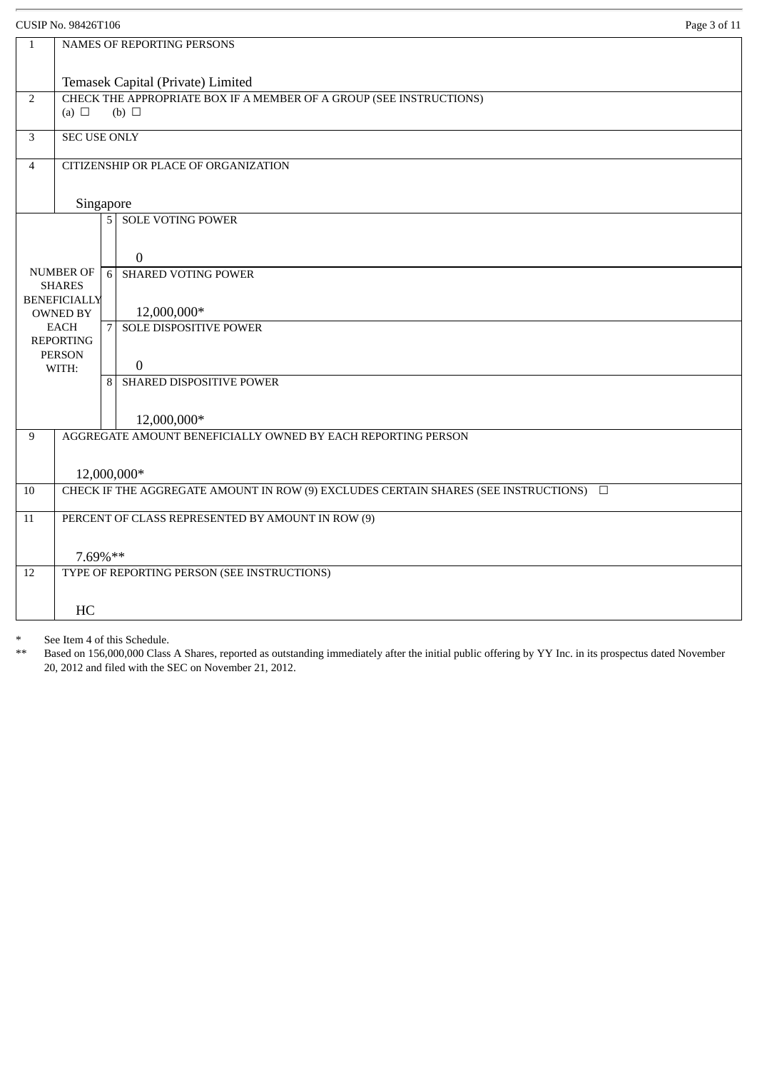CUSIP No. 98426T106

| | | | |
|---|---|---|---|
| 1 | NAMES OF REPORTING PERSONS<br><br>Temasek Capital (Private) Limited | | |
| 2 | CHECK THE APPROPRIATE BOX IF A MEMBER OF A GROUP (SEE INSTRUCTIONS)<br>(a) ☐ (b) ☐ | | |
| 3 | SEC USE ONLY | | |
| 4 | CITIZENSHIP OR PLACE OF ORGANIZATION<br><br>Singapore | | |
| NUMBER OF SHARES BENEFICIALLY OWNED BY EACH REPORTING PERSON WITH: | | 5 | SOLE VOTING POWER<br><br>0 |
| | | 6 | SHARED VOTING POWER<br><br>12,000,000* |
| | | 7 | SOLE DISPOSITIVE POWER<br><br>0 |
| | | 8 | SHARED DISPOSITIVE POWER<br><br>12,000,000* |
| 9 | AGGREGATE AMOUNT BENEFICIALLY OWNED BY EACH REPORTING PERSON<br><br>12,000,000* | | |
| 10 | CHECK IF THE AGGREGATE AMOUNT IN ROW (9) EXCLUDES CERTAIN SHARES (SEE INSTRUCTIONS) ☐ | | |
| 11 | PERCENT OF CLASS REPRESENTED BY AMOUNT IN ROW (9)<br><br>7.69%** | | |
| 12 | TYPE OF REPORTING PERSON (SEE INSTRUCTIONS)<br><br>HC | | |

\* See Item 4 of this Schedule.

\** Based on 156,000,000 Class A Shares, reported as outstanding immediately after the initial public offering by YY Inc. in its prospectus dated November 20, 2012 and filed with the SEC on November 21, 2012.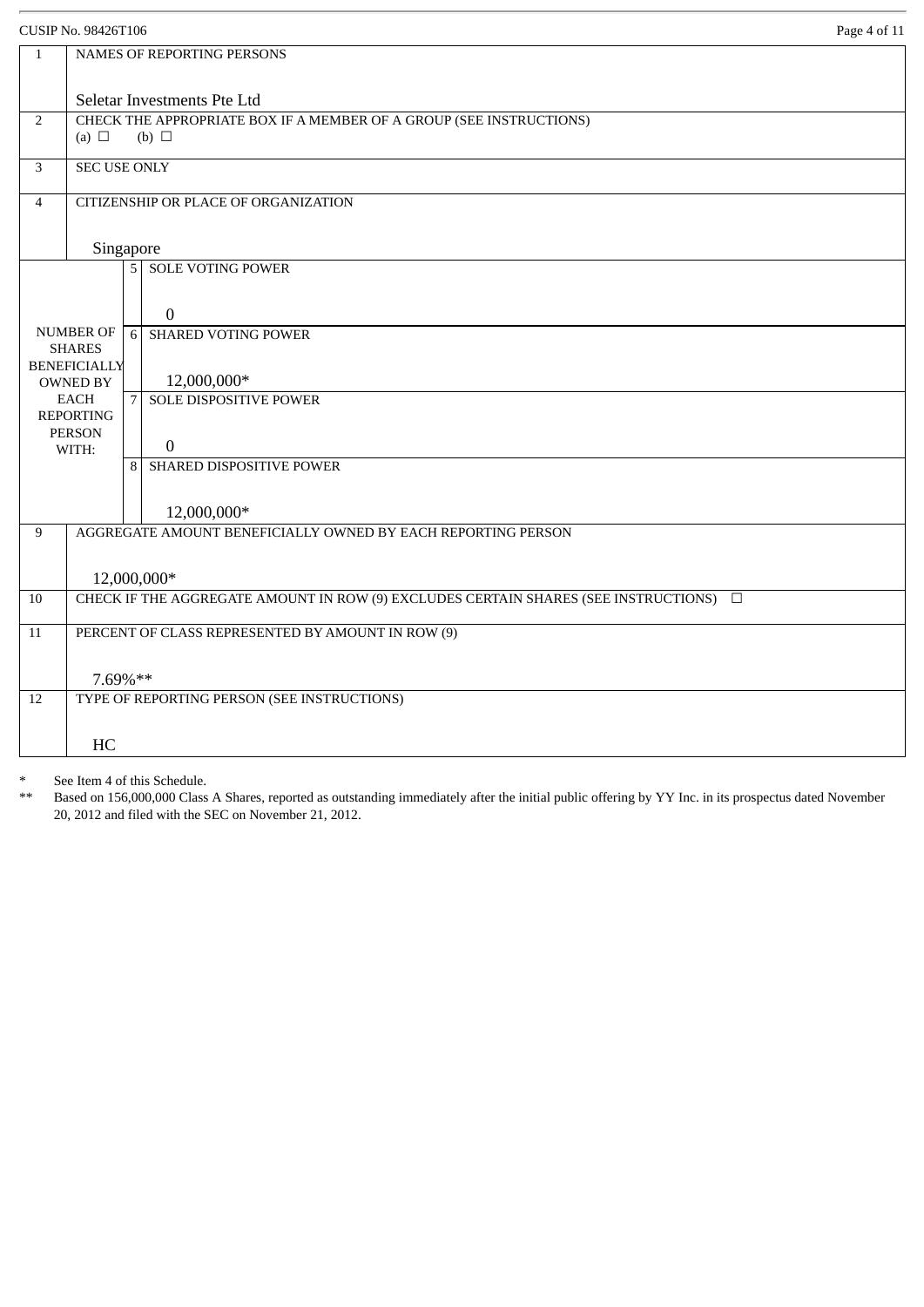CUSIP No. 98426T106

| | | | |
|---|---|---|---|
| 1 | NAMES OF REPORTING PERSONS<br><br>Seletar Investments Pte Ltd | | |
| 2 | CHECK THE APPROPRIATE BOX IF A MEMBER OF A GROUP (SEE INSTRUCTIONS)<br>(a) ☐ (b) ☐ | | |
| 3 | SEC USE ONLY | | |
| 4 | CITIZENSHIP OR PLACE OF ORGANIZATION<br><br>Singapore | | |
| NUMBER OF SHARES BENEFICIALLY OWNED BY EACH REPORTING PERSON WITH: | | 5 | SOLE VOTING POWER<br><br>0 |
| | | 6 | SHARED VOTING POWER<br><br>12,000,000* |
| | | 7 | SOLE DISPOSITIVE POWER<br><br>0 |
| | | 8 | SHARED DISPOSITIVE POWER<br><br>12,000,000* |
| 9 | AGGREGATE AMOUNT BENEFICIALLY OWNED BY EACH REPORTING PERSON<br><br>12,000,000* | | |
| 10 | CHECK IF THE AGGREGATE AMOUNT IN ROW (9) EXCLUDES CERTAIN SHARES (SEE INSTRUCTIONS) ☐ | | |
| 11 | PERCENT OF CLASS REPRESENTED BY AMOUNT IN ROW (9)<br><br>7.69%** | | |
| 12 | TYPE OF REPORTING PERSON (SEE INSTRUCTIONS)<br><br>HC | | |

\* See Item 4 of this Schedule.

\** Based on 156,000,000 Class A Shares, reported as outstanding immediately after the initial public offering by YY Inc. in its prospectus dated November 20, 2012 and filed with the SEC on November 21, 2012.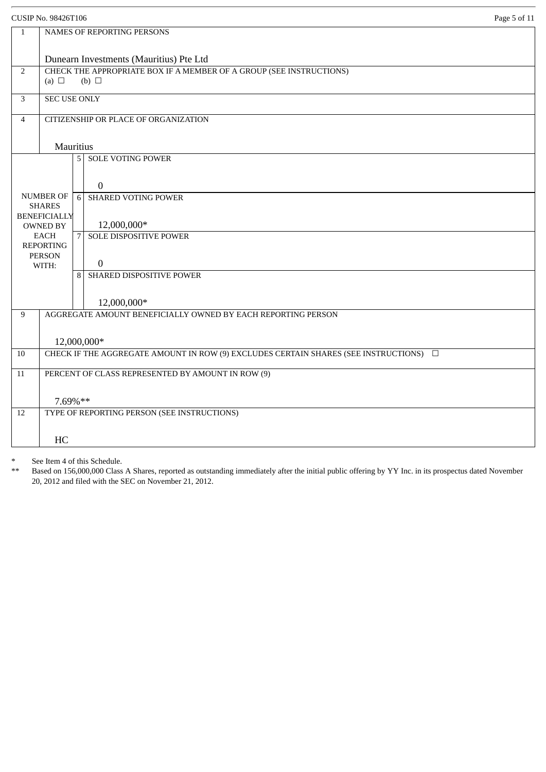CUSIP No. 98426T106

| | | | |
|---|---|---|---|
| 1 | NAMES OF REPORTING PERSONS<br><br>Dunearn Investments (Mauritius) Pte Ltd | | |
| 2 | CHECK THE APPROPRIATE BOX IF A MEMBER OF A GROUP (SEE INSTRUCTIONS)<br>(a) ☐ (b) ☐ | | |
| 3 | SEC USE ONLY | | |
| 4 | CITIZENSHIP OR PLACE OF ORGANIZATION<br><br>Mauritius | | |
| NUMBER OF SHARES BENEFICIALLY OWNED BY EACH REPORTING PERSON WITH: | | 5 | SOLE VOTING POWER<br><br>0 |
| | | 6 | SHARED VOTING POWER<br><br>12,000,000* |
| | | 7 | SOLE DISPOSITIVE POWER<br><br>0 |
| | | 8 | SHARED DISPOSITIVE POWER<br><br>12,000,000* |
| 9 | AGGREGATE AMOUNT BENEFICIALLY OWNED BY EACH REPORTING PERSON<br><br>12,000,000* | | |
| 10 | CHECK IF THE AGGREGATE AMOUNT IN ROW (9) EXCLUDES CERTAIN SHARES (SEE INSTRUCTIONS) ☐ | | |
| 11 | PERCENT OF CLASS REPRESENTED BY AMOUNT IN ROW (9)<br><br>7.69%** | | |
| 12 | TYPE OF REPORTING PERSON (SEE INSTRUCTIONS)<br><br>HC | | |

\* See Item 4 of this Schedule.

\*\* Based on 156,000,000 Class A Shares, reported as outstanding immediately after the initial public offering by YY Inc. in its prospectus dated November 20, 2012 and filed with the SEC on November 21, 2012.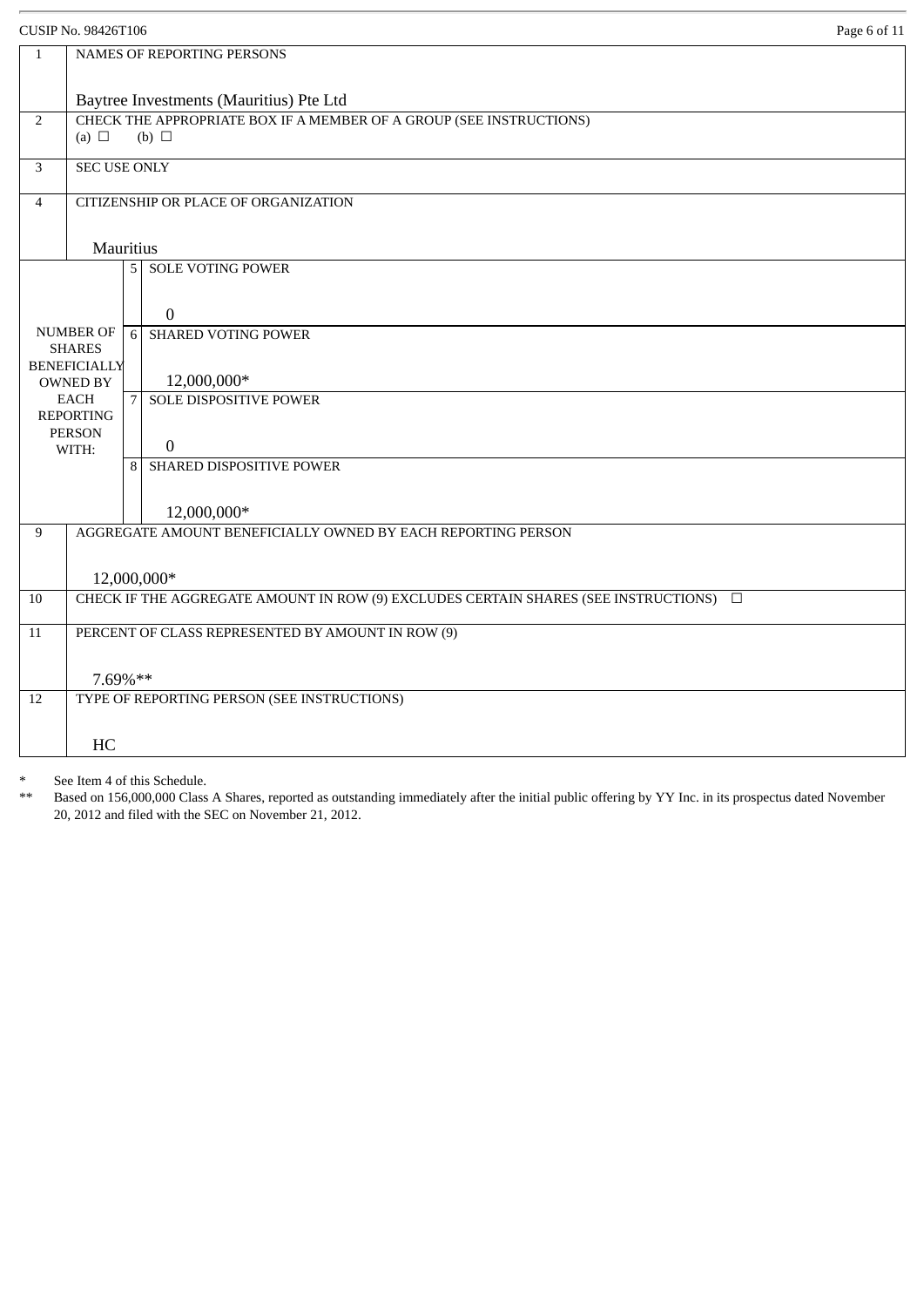CUSIP No. 98426T106

| 1 | NAMES OF REPORTING PERSONS<br><br>Baytree Investments (Mauritius) Pte Ltd | |
|---|---|---|
| 2 | CHECK THE APPROPRIATE BOX IF A MEMBER OF A GROUP (SEE INSTRUCTIONS)<br>(a) ☐ (b) ☐ | |
| 3 | SEC USE ONLY | |
| 4 | CITIZENSHIP OR PLACE OF ORGANIZATION<br><br>Mauritius | |
| NUMBER OF SHARES BENEFICIALLY OWNED BY EACH REPORTING PERSON WITH: | 5 | SOLE VOTING POWER<br><br>0 |
| | 6 | SHARED VOTING POWER<br><br>12,000,000* |
| | 7 | SOLE DISPOSITIVE POWER<br><br>0 |
| | 8 | SHARED DISPOSITIVE POWER<br><br>12,000,000* |
| 9 | AGGREGATE AMOUNT BENEFICIALLY OWNED BY EACH REPORTING PERSON<br><br>12,000,000* | |
| 10 | CHECK IF THE AGGREGATE AMOUNT IN ROW (9) EXCLUDES CERTAIN SHARES (SEE INSTRUCTIONS) ☐ | |
| 11 | PERCENT OF CLASS REPRESENTED BY AMOUNT IN ROW (9)<br><br>7.69%** | |
| 12 | TYPE OF REPORTING PERSON (SEE INSTRUCTIONS)<br><br>HC | |

* See Item 4 of this Schedule.

** Based on 156,000,000 Class A Shares, reported as outstanding immediately after the initial public offering by YY Inc. in its prospectus dated November 20, 2012 and filed with the SEC on November 21, 2012.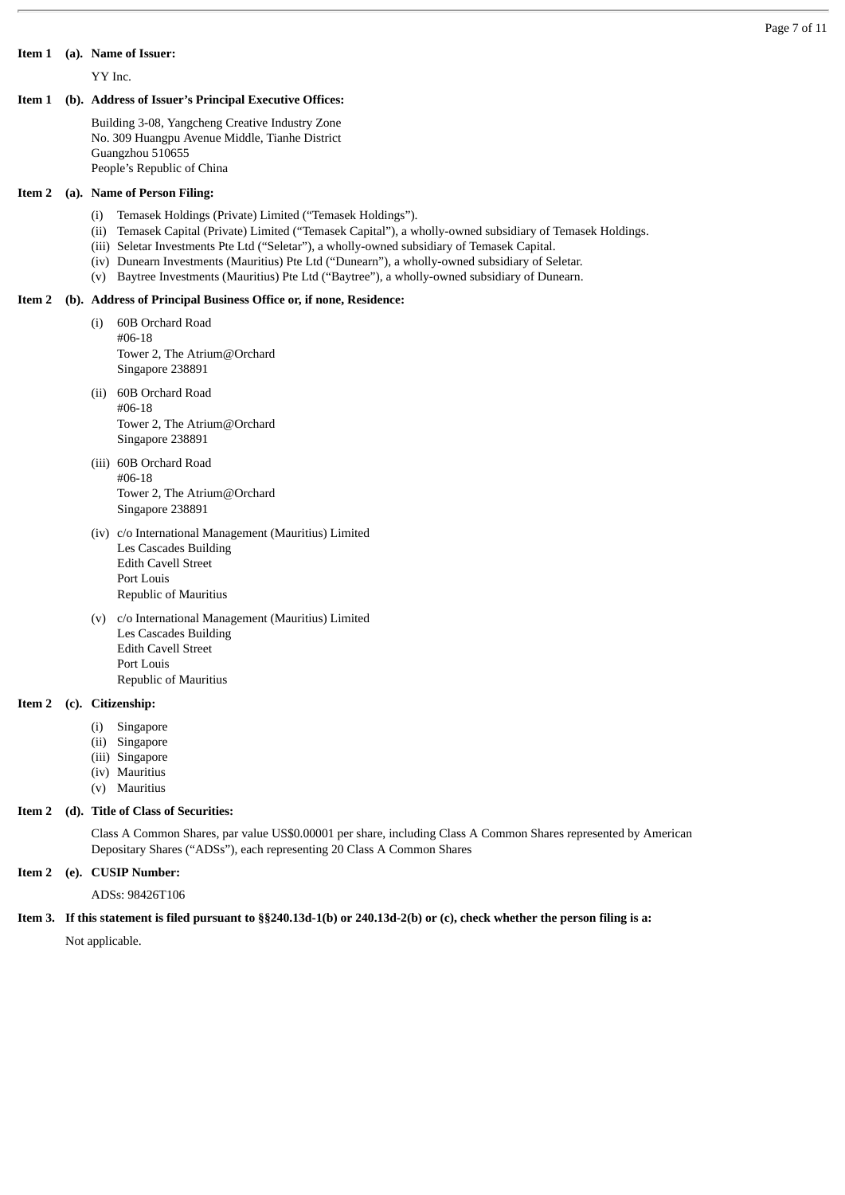**Item 1 (a). Name of Issuer:**

YY Inc.

**Item 1 (b). Address of Issuer's Principal Executive Offices:**

Building 3-08, Yangcheng Creative Industry Zone
No. 309 Huangpu Avenue Middle, Tianhe District
Guangzhou 510655
People's Republic of China

**Item 2 (a). Name of Person Filing:**

(i) Temasek Holdings (Private) Limited ("Temasek Holdings").
(ii) Temasek Capital (Private) Limited ("Temasek Capital"), a wholly-owned subsidiary of Temasek Holdings.
(iii) Seletar Investments Pte Ltd ("Seletar"), a wholly-owned subsidiary of Temasek Capital.
(iv) Dunearn Investments (Mauritius) Pte Ltd ("Dunearn"), a wholly-owned subsidiary of Seletar.
(v) Baytree Investments (Mauritius) Pte Ltd ("Baytree"), a wholly-owned subsidiary of Dunearn.

**Item 2 (b). Address of Principal Business Office or, if none, Residence:**

(i) 60B Orchard Road
#06-18
Tower 2, The Atrium@Orchard
Singapore 238891

(ii) 60B Orchard Road
#06-18
Tower 2, The Atrium@Orchard
Singapore 238891

(iii) 60B Orchard Road
#06-18
Tower 2, The Atrium@Orchard
Singapore 238891

(iv) c/o International Management (Mauritius) Limited
Les Cascades Building
Edith Cavell Street
Port Louis
Republic of Mauritius

(v) c/o International Management (Mauritius) Limited
Les Cascades Building
Edith Cavell Street
Port Louis
Republic of Mauritius

**Item 2 (c). Citizenship:**

(i) Singapore
(ii) Singapore
(iii) Singapore
(iv) Mauritius
(v) Mauritius

**Item 2 (d). Title of Class of Securities:**

Class A Common Shares, par value US$0.00001 per share, including Class A Common Shares represented by American Depositary Shares ("ADSs"), each representing 20 Class A Common Shares

**Item 2 (e). CUSIP Number:**

ADSs: 98426T106

**Item 3. If this statement is filed pursuant to §§240.13d-1(b) or 240.13d-2(b) or (c), check whether the person filing is a:**

Not applicable.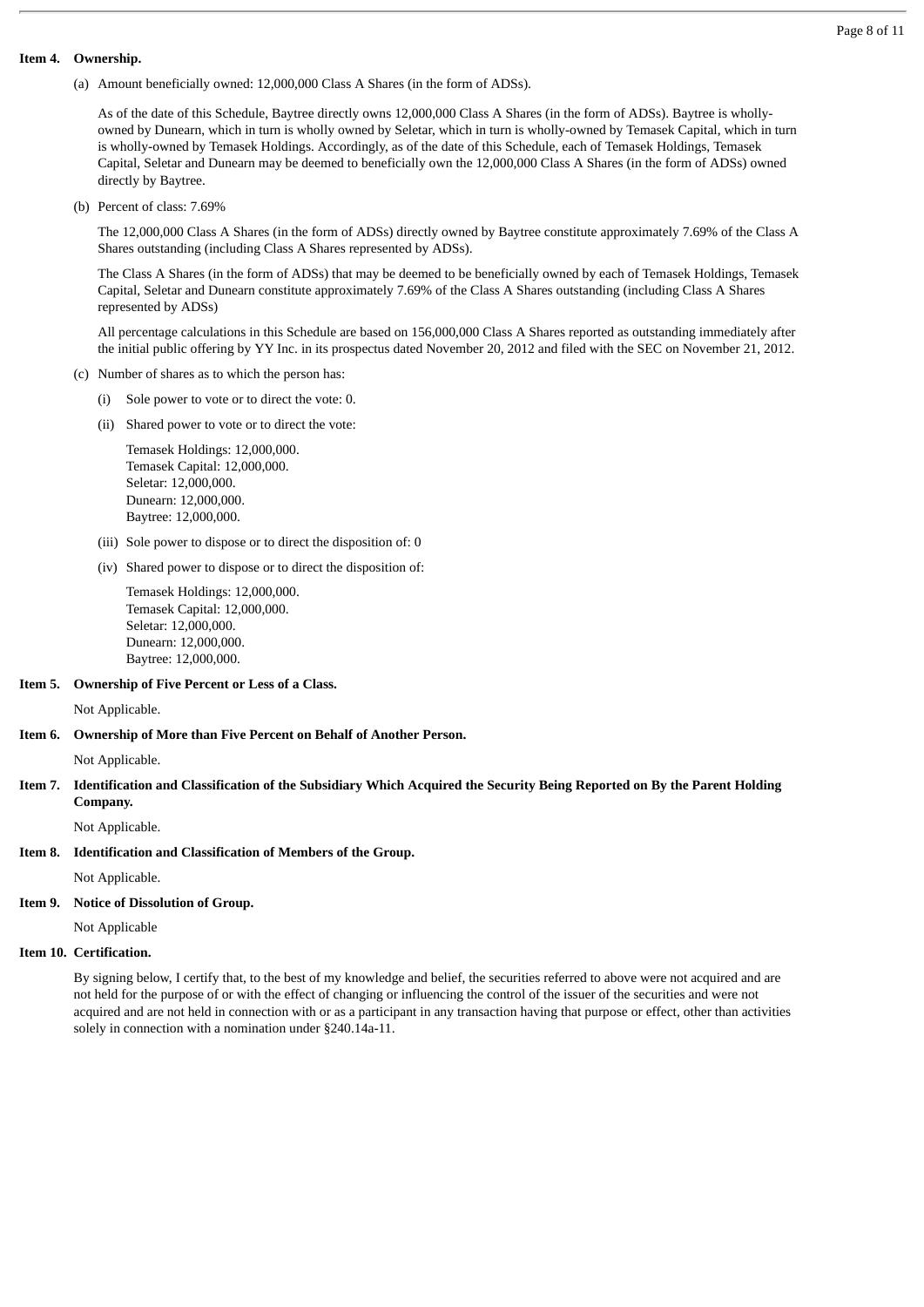**Item 4. Ownership.**

(a) Amount beneficially owned: 12,000,000 Class A Shares (in the form of ADSs).

As of the date of this Schedule, Baytree directly owns 12,000,000 Class A Shares (in the form of ADSs). Baytree is wholly-owned by Dunearn, which in turn is wholly owned by Seletar, which in turn is wholly-owned by Temasek Capital, which in turn is wholly-owned by Temasek Holdings. Accordingly, as of the date of this Schedule, each of Temasek Holdings, Temasek Capital, Seletar and Dunearn may be deemed to beneficially own the 12,000,000 Class A Shares (in the form of ADSs) owned directly by Baytree.

(b) Percent of class: 7.69%

The 12,000,000 Class A Shares (in the form of ADSs) directly owned by Baytree constitute approximately 7.69% of the Class A Shares outstanding (including Class A Shares represented by ADSs).

The Class A Shares (in the form of ADSs) that may be deemed to be beneficially owned by each of Temasek Holdings, Temasek Capital, Seletar and Dunearn constitute approximately 7.69% of the Class A Shares outstanding (including Class A Shares represented by ADSs)

All percentage calculations in this Schedule are based on 156,000,000 Class A Shares reported as outstanding immediately after the initial public offering by YY Inc. in its prospectus dated November 20, 2012 and filed with the SEC on November 21, 2012.

(c) Number of shares as to which the person has:

(i) Sole power to vote or to direct the vote: 0.

(ii) Shared power to vote or to direct the vote:

Temasek Holdings: 12,000,000.
Temasek Capital: 12,000,000.
Seletar: 12,000,000.
Dunearn: 12,000,000.
Baytree: 12,000,000.

(iii) Sole power to dispose or to direct the disposition of: 0

(iv) Shared power to dispose or to direct the disposition of:

Temasek Holdings: 12,000,000.
Temasek Capital: 12,000,000.
Seletar: 12,000,000.
Dunearn: 12,000,000.
Baytree: 12,000,000.

**Item 5. Ownership of Five Percent or Less of a Class.**

Not Applicable.

**Item 6. Ownership of More than Five Percent on Behalf of Another Person.**

Not Applicable.

**Item 7. Identification and Classification of the Subsidiary Which Acquired the Security Being Reported on By the Parent Holding Company.**

Not Applicable.

**Item 8. Identification and Classification of Members of the Group.**

Not Applicable.

**Item 9. Notice of Dissolution of Group.**

Not Applicable

**Item 10. Certification.**

By signing below, I certify that, to the best of my knowledge and belief, the securities referred to above were not acquired and are not held for the purpose of or with the effect of changing or influencing the control of the issuer of the securities and were not acquired and are not held in connection with or as a participant in any transaction having that purpose or effect, other than activities solely in connection with a nomination under §240.14a-11.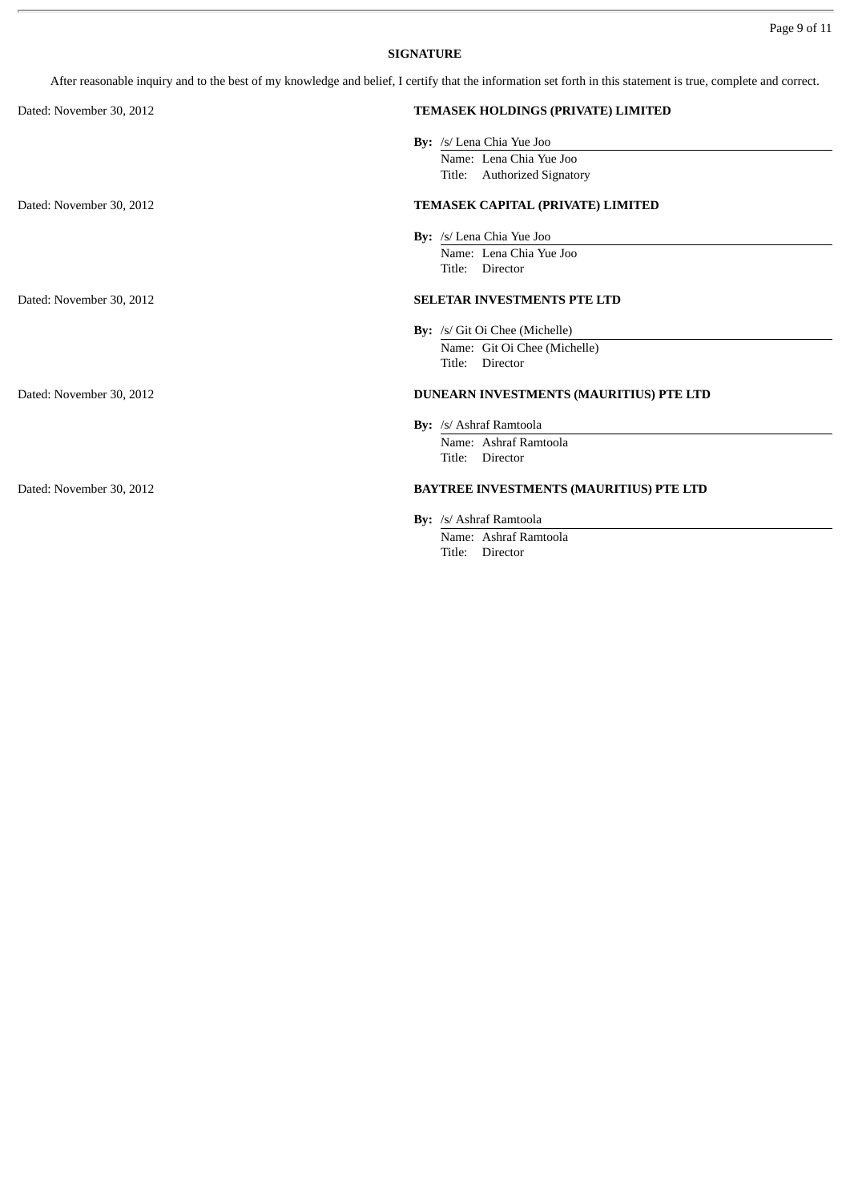## SIGNATURE

After reasonable inquiry and to the best of my knowledge and belief, I certify that the information set forth in this statement is true, complete and correct.

Dated: November 30, 2012

**TEMASEK HOLDINGS (PRIVATE) LIMITED**

**By:** /s/ Lena Chia Yue Joo
Name: Lena Chia Yue Joo
Title: Authorized Signatory

Dated: November 30, 2012

**TEMASEK CAPITAL (PRIVATE) LIMITED**

**By:** /s/ Lena Chia Yue Joo
Name: Lena Chia Yue Joo
Title: Director

Dated: November 30, 2012

**SELETAR INVESTMENTS PTE LTD**

**By:** /s/ Git Oi Chee (Michelle)
Name: Git Oi Chee (Michelle)
Title: Director

Dated: November 30, 2012

**DUNEARN INVESTMENTS (MAURITIUS) PTE LTD**

**By:** /s/ Ashraf Ramtoola
Name: Ashraf Ramtoola
Title: Director

Dated: November 30, 2012

**BAYTREE INVESTMENTS (MAURITIUS) PTE LTD**

**By:** /s/ Ashraf Ramtoola
Name: Ashraf Ramtoola
Title: Director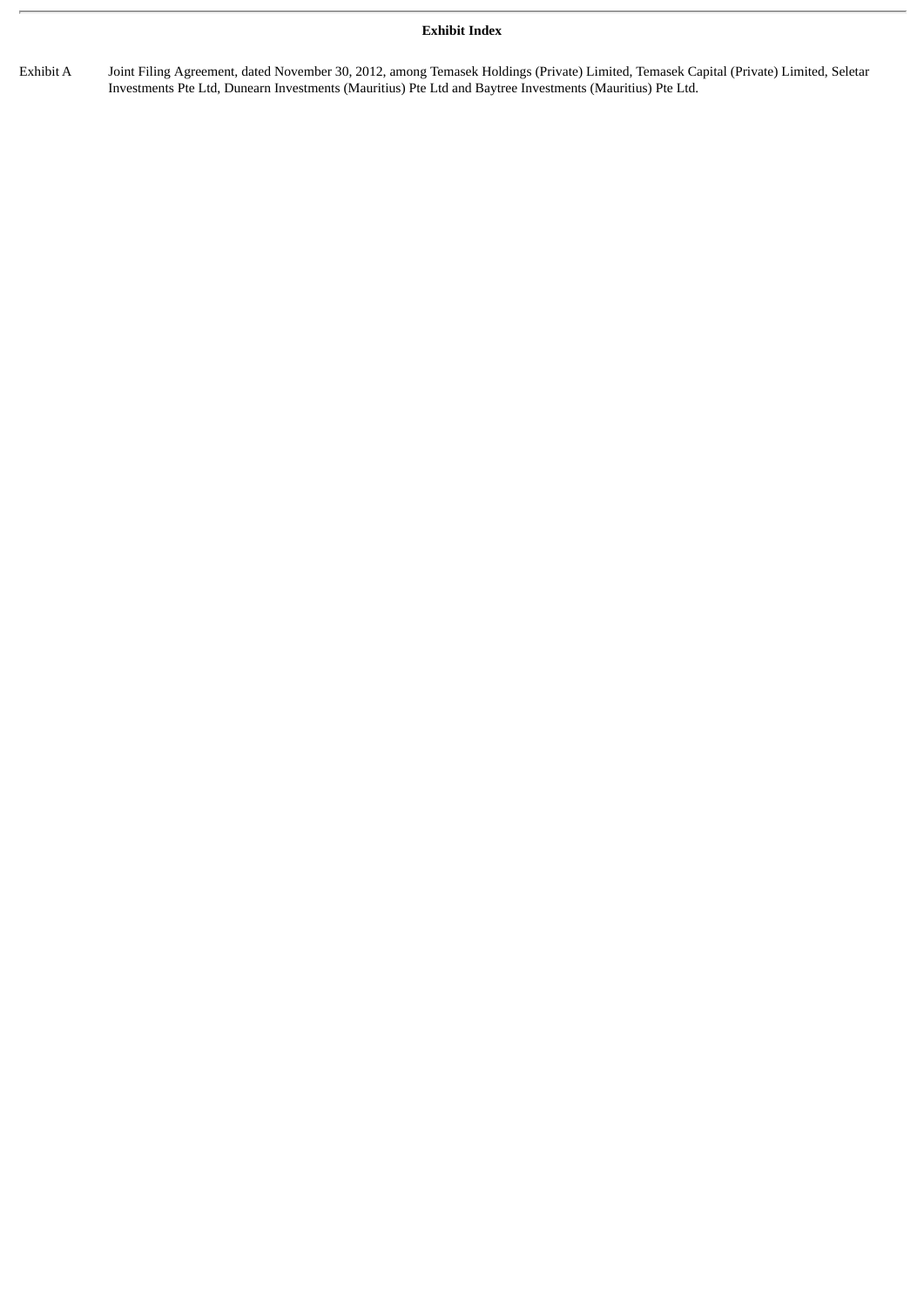**Exhibit Index**

| | |
|---|---|
| Exhibit A | Joint Filing Agreement, dated November 30, 2012, among Temasek Holdings (Private) Limited, Temasek Capital (Private) Limited, Seletar Investments Pte Ltd, Dunearn Investments (Mauritius) Pte Ltd and Baytree Investments (Mauritius) Pte Ltd. |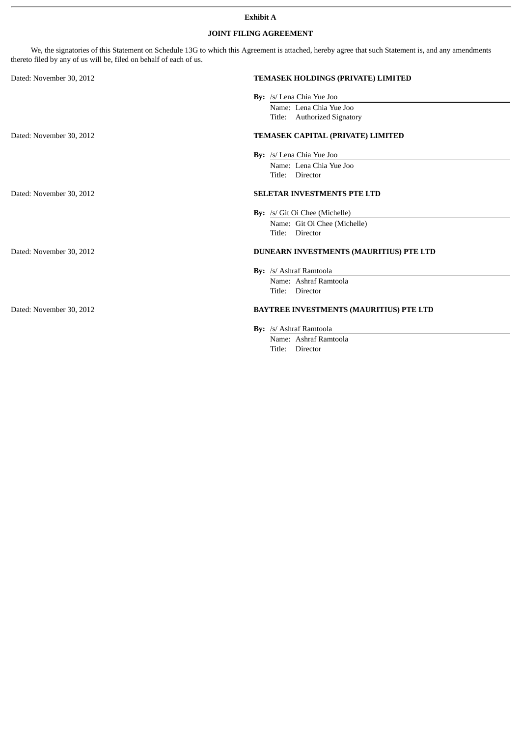**Exhibit A**

**JOINT FILING AGREEMENT**

We, the signatories of this Statement on Schedule 13G to which this Agreement is attached, hereby agree that such Statement is, and any amendments thereto filed by any of us will be, filed on behalf of each of us.

Dated: November 30, 2012

**TEMASEK HOLDINGS (PRIVATE) LIMITED**

**By:** /s/ Lena Chia Yue Joo
Name: Lena Chia Yue Joo
Title: Authorized Signatory

Dated: November 30, 2012

**TEMASEK CAPITAL (PRIVATE) LIMITED**

**By:** /s/ Lena Chia Yue Joo
Name: Lena Chia Yue Joo
Title: Director

Dated: November 30, 2012

**SELETAR INVESTMENTS PTE LTD**

**By:** /s/ Git Oi Chee (Michelle)
Name: Git Oi Chee (Michelle)
Title: Director

Dated: November 30, 2012

**DUNEARN INVESTMENTS (MAURITIUS) PTE LTD**

**By:** /s/ Ashraf Ramtoola
Name: Ashraf Ramtoola
Title: Director

Dated: November 30, 2012

**BAYTREE INVESTMENTS (MAURITIUS) PTE LTD**

**By:** /s/ Ashraf Ramtoola
Name: Ashraf Ramtoola
Title: Director